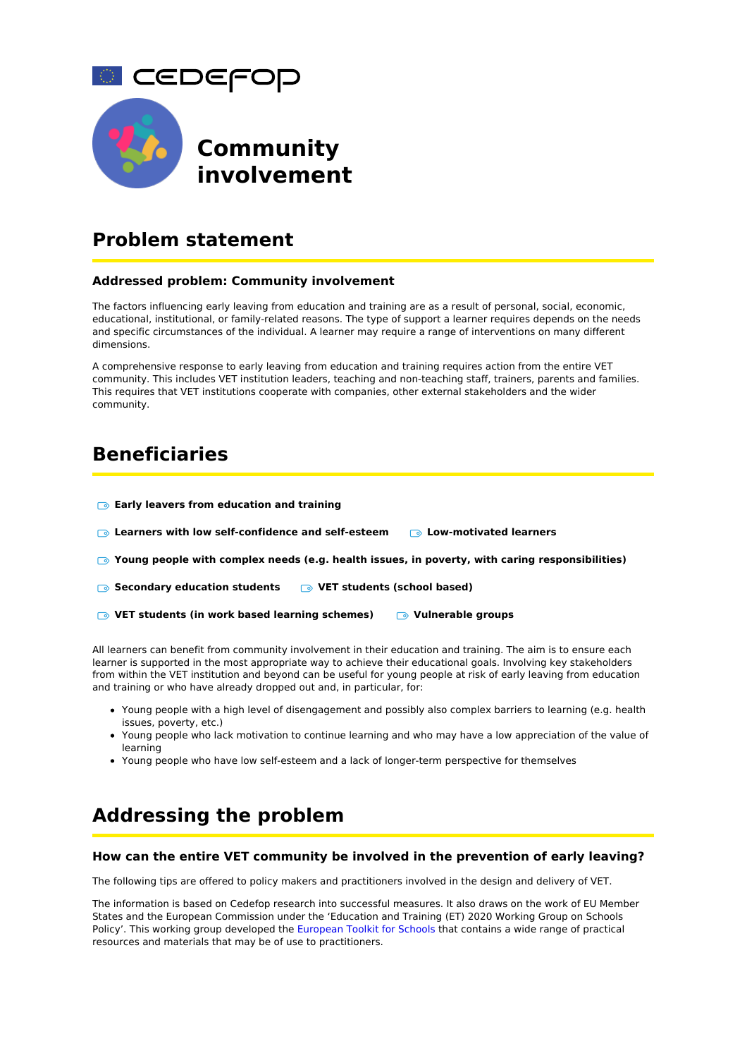CEDEFOP

# Community involvement

## Problem statement

### Addressed problem: Community involvement

The factors influencing early leaving from education and training are as a result of personal, social, economic, educational, institutional, or family-related reasons. The type of support a learner requires depends on the needs and specific circumstances of the individual. A learner may require a range of interventions on many different dimensions.

A comprehensive response to early leaving from education and training requires action from the entire VET community. This includes VET institution leaders, teaching and non-teaching staff, trainers, parents and families. This requires that VET institutions cooperate with companies, other external stakeholders and the wider community.

## Beneficiaries

- **Early leavers from education and training**
- **Learners with low self-confidence and self-esteem**
- **Low-motivated learners**
- **Young people with complex needs (e.g. health issues, in poverty, with caring responsibilities)**
- **Secondary education students**
- **VET students (school based)**
- **VET students (in work based learning schemes)**
- **Vulnerable groups**

All learners can benefit from community involvement in their education and training. The aim is to ensure each learner is supported in the most appropriate way to achieve their educational goals. Involving key stakeholders from within the VET institution and beyond can be useful for young people at risk of early leaving from education and training or who have already dropped out and, in particular, for:

- Young people with a high level of disengagement and possibly also complex barriers to learning (e.g. health issues, poverty, etc.)
- Young people who lack motivation to continue learning and who may have a low appreciation of the value of learning
- Young people who have low self-esteem and a lack of longer-term perspective for themselves

## Addressing the problem

### How can the entire VET community be involved in the prevention of early leaving?

The following tips are offered to policy makers and practitioners involved in the design and delivery of VET.

The information is based on Cedefop research into successful measures. It also draws on the work of EU Member States and the European Commission under the 'Education and Training (ET) 2020 Working Group on Schools Policy'. This working group developed the European Toolkit for Schools that contains a wide range of practical resources and materials that may be of use to practitioners.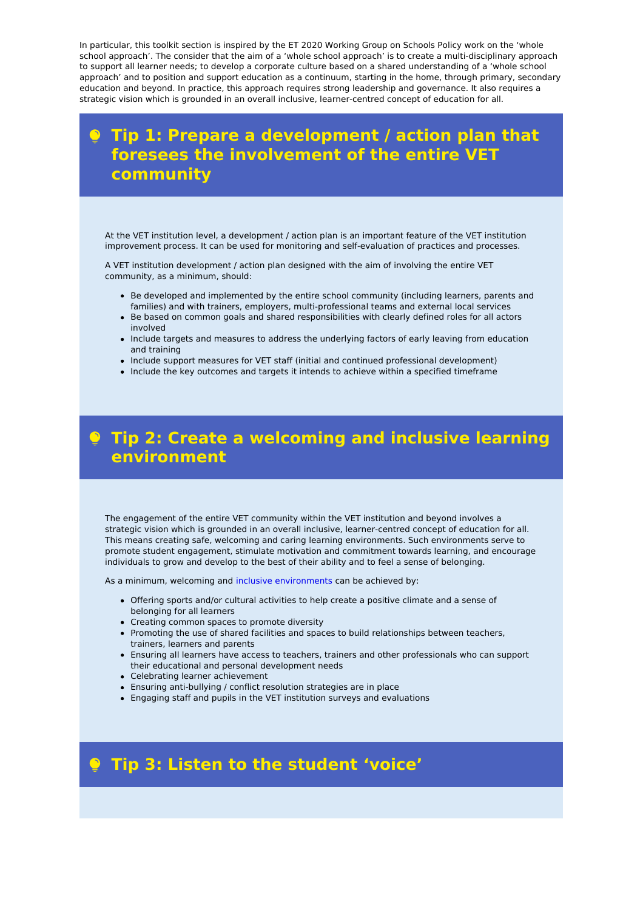In particular, this toolkit section is inspired by the ET 2020 Working Group on Schools Policy work on the 'whole school approach'. The consider that the aim of a 'whole school approach' is to create a multi-disciplinary approach to support all learner needs; to develop a corporate culture based on a shared understanding of a 'whole school approach' and to position and support education as a continuum, starting in the home, through primary, secondary education and beyond. In practice, this approach requires strong leadership and governance. It also requires a strategic vision which is grounded in an overall inclusive, learner-centred concept of education for all.

## Tip 1: Prepare a development / action plan that foresees the involvement of the entire VET community

At the VET institution level, a development / action plan is an important feature of the VET institution improvement process. It can be used for monitoring and self-evaluation of practices and processes.

A VET institution development / action plan designed with the aim of involving the entire VET community, as a minimum, should:

- Be developed and implemented by the entire school community (including learners, parents and families) and with trainers, employers, multi-professional teams and external local services
- Be based on common goals and shared responsibilities with clearly defined roles for all actors involved
- Include targets and measures to address the underlying factors of early leaving from education and training
- Include support measures for VET staff (initial and continued professional development)
- Include the key outcomes and targets it intends to achieve within a specified timeframe

## Tip 2: Create a welcoming and inclusive learning environment

The engagement of the entire VET community within the VET institution and beyond involves a strategic vision which is grounded in an overall inclusive, learner-centred concept of education for all. This means creating safe, welcoming and caring learning environments. Such environments serve to promote student engagement, stimulate motivation and commitment towards learning, and encourage individuals to grow and develop to the best of their ability and to feel a sense of belonging.

As a minimum, welcoming and inclusive environments can be achieved by:

- Offering sports and/or cultural activities to help create a positive climate and a sense of belonging for all learners
- Creating common spaces to promote diversity
- Promoting the use of shared facilities and spaces to build relationships between teachers, trainers, learners and parents
- Ensuring all learners have access to teachers, trainers and other professionals who can support their educational and personal development needs
- Celebrating learner achievement
- Ensuring anti-bullying / conflict resolution strategies are in place
- Engaging staff and pupils in the VET institution surveys and evaluations

## Tip 3: Listen to the student 'voice'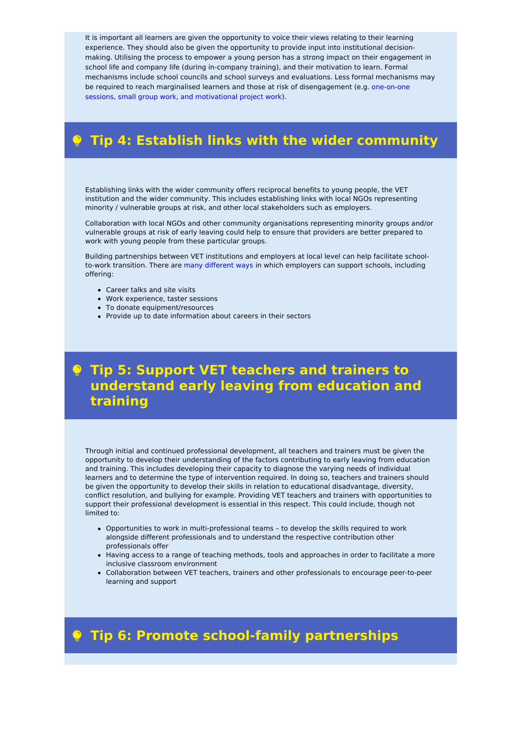It is important all learners are given the opportunity to voice their views relating to their learning experience. They should also be given the opportunity to provide input into institutional decision-making. Utilising the process to empower a young person has a strong impact on their engagement in school life and company life (during in-company training), and their motivation to learn. Formal mechanisms include school councils and school surveys and evaluations. Less formal mechanisms may be required to reach marginalised learners and those at risk of disengagement (e.g. one-on-one sessions, small group work, and motivational project work).

## Tip 4: Establish links with the wider community

Establishing links with the wider community offers reciprocal benefits to young people, the VET institution and the wider community. This includes establishing links with local NGOs representing minority / vulnerable groups at risk, and other local stakeholders such as employers.

Collaboration with local NGOs and other community organisations representing minority groups and/or vulnerable groups at risk of early leaving could help to ensure that providers are better prepared to work with young people from these particular groups.

Building partnerships between VET institutions and employers at local level can help facilitate school-to-work transition. There are many different ways in which employers can support schools, including offering:

- Career talks and site visits
- Work experience, taster sessions
- To donate equipment/resources
- Provide up to date information about careers in their sectors

## Tip 5: Support VET teachers and trainers to understand early leaving from education and training

Through initial and continued professional development, all teachers and trainers must be given the opportunity to develop their understanding of the factors contributing to early leaving from education and training. This includes developing their capacity to diagnose the varying needs of individual learners and to determine the type of intervention required. In doing so, teachers and trainers should be given the opportunity to develop their skills in relation to educational disadvantage, diversity, conflict resolution, and bullying for example. Providing VET teachers and trainers with opportunities to support their professional development is essential in this respect. This could include, though not limited to:

- Opportunities to work in multi-professional teams – to develop the skills required to work alongside different professionals and to understand the respective contribution other professionals offer
- Having access to a range of teaching methods, tools and approaches in order to facilitate a more inclusive classroom environment
- Collaboration between VET teachers, trainers and other professionals to encourage peer-to-peer learning and support

## Tip 6: Promote school-family partnerships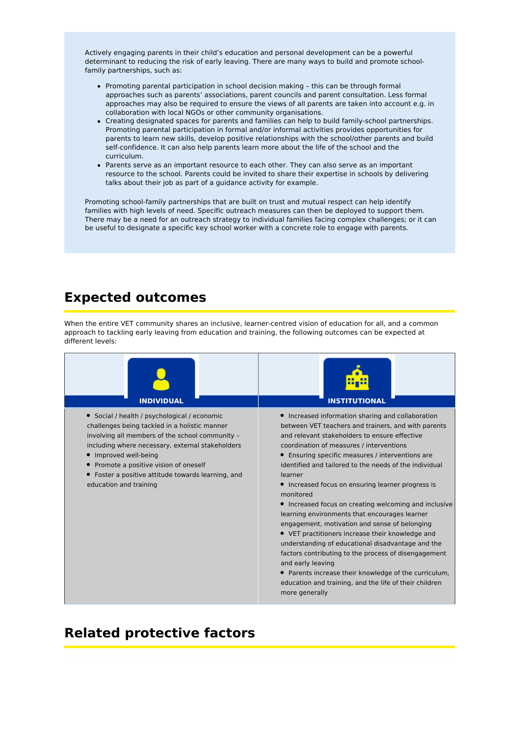Actively engaging parents in their child's education and personal development can be a powerful determinant to reducing the risk of early leaving. There are many ways to build and promote school-family partnerships, such as:

- Promoting parental participation in school decision making – this can be through formal approaches such as parents' associations, parent councils and parent consultation. Less formal approaches may also be required to ensure the views of all parents are taken into account e.g. in collaboration with local NGOs or other community organisations.
- Creating designated spaces for parents and families can help to build family-school partnerships. Promoting parental participation in formal and/or informal activities provides opportunities for parents to learn new skills, develop positive relationships with the school/other parents and build self-confidence. It can also help parents learn more about the life of the school and the curriculum.
- Parents serve as an important resource to each other. They can also serve as an important resource to the school. Parents could be invited to share their expertise in schools by delivering talks about their job as part of a guidance activity for example.

Promoting school-family partnerships that are built on trust and mutual respect can help identify families with high levels of need. Specific outreach measures can then be deployed to support them. There may be a need for an outreach strategy to individual families facing complex challenges; or it can be useful to designate a specific key school worker with a concrete role to engage with parents.

## Expected outcomes

When the entire VET community shares an inclusive, learner-centred vision of education for all, and a common approach to tackling early leaving from education and training, the following outcomes can be expected at different levels:

| INDIVIDUAL | INSTITUTIONAL |
|---|---|
| • Social / health / psychological / economic challenges being tackled in a holistic manner involving all members of the school community – including where necessary, external stakeholders<br>• Improved well-being<br>• Promote a positive vision of oneself<br>• Foster a positive attitude towards learning, and education and training | • Increased information sharing and collaboration between VET teachers and trainers, and with parents and relevant stakeholders to ensure effective coordination of measures / interventions<br>• Ensuring specific measures / interventions are identified and tailored to the needs of the individual learner<br>• Increased focus on ensuring learner progress is monitored<br>• Increased focus on creating welcoming and inclusive learning environments that encourages learner engagement, motivation and sense of belonging<br>• VET practitioners increase their knowledge and understanding of educational disadvantage and the factors contributing to the process of disengagement and early leaving<br>• Parents increase their knowledge of the curriculum, education and training, and the life of their children more generally |

## Related protective factors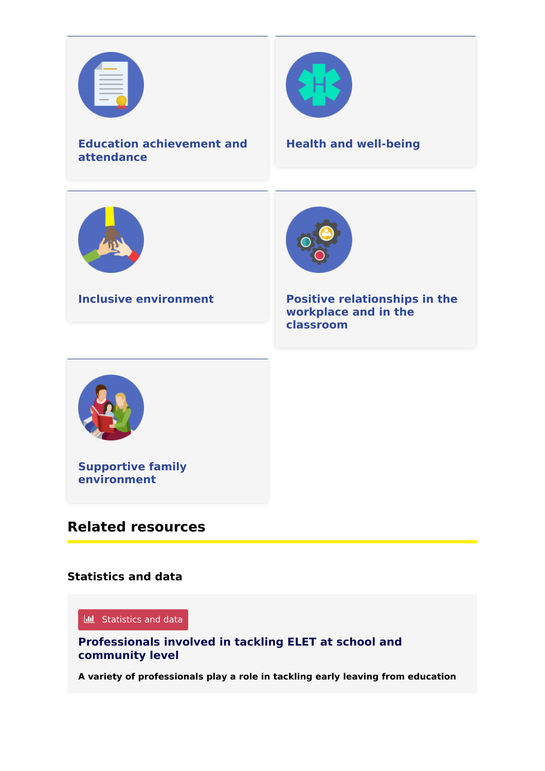**Education achievement and attendance**

**Health and well-being**

**Inclusive environment**

**Positive relationships in the workplace and in the classroom**

**Supportive family environment**

## Related resources

### Statistics and data

Statistics and data

**Professionals involved in tackling ELET at school and community level**

**A variety of professionals play a role in tackling early leaving from education**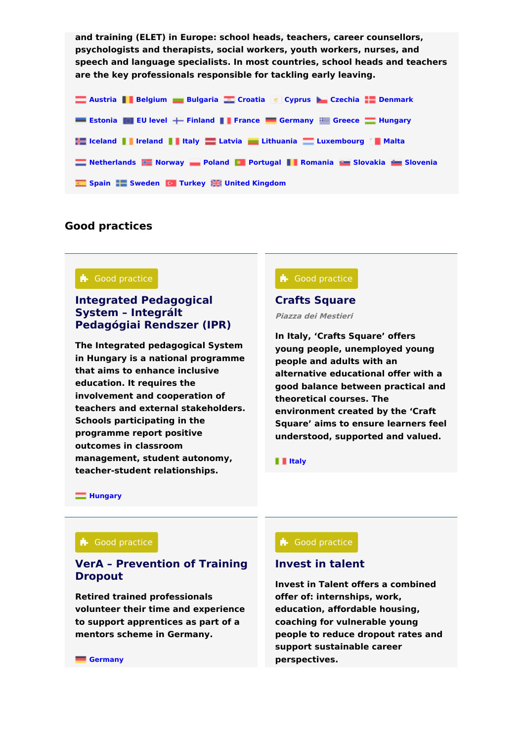**and training (ELET) in Europe: school heads, teachers, career counsellors, psychologists and therapists, social workers, youth workers, nurses, and speech and language specialists. In most countries, school heads and teachers are the key professionals responsible for tackling early leaving.**

Austria Belgium Bulgaria Croatia Cyprus Czechia Denmark Estonia EU level Finland France Germany Greece Hungary Iceland Ireland Italy Latvia Lithuania Luxembourg Malta Netherlands Norway Poland Portugal Romania Slovakia Slovenia Spain Sweden Turkey United Kingdom

## Good practices

Good practice

### Integrated Pedagogical System – Integrált Pedagógiai Rendszer (IPR)

**The Integrated pedagogical System in Hungary is a national programme that aims to enhance inclusive education. It requires the involvement and cooperation of teachers and external stakeholders. Schools participating in the programme report positive outcomes in classroom management, student autonomy, teacher-student relationships.**

Hungary

Good practice

### Crafts Square

*Piazza dei Mestieri*

**In Italy, 'Crafts Square' offers young people, unemployed young people and adults with an alternative educational offer with a good balance between practical and theoretical courses. The environment created by the 'Craft Square' aims to ensure learners feel understood, supported and valued.**

Italy

Good practice

### VerA – Prevention of Training Dropout

**Retired trained professionals volunteer their time and experience to support apprentices as part of a mentors scheme in Germany.**

Germany

Good practice

### Invest in talent

**Invest in Talent offers a combined offer of: internships, work, education, affordable housing, coaching for vulnerable young people to reduce dropout rates and support sustainable career perspectives.**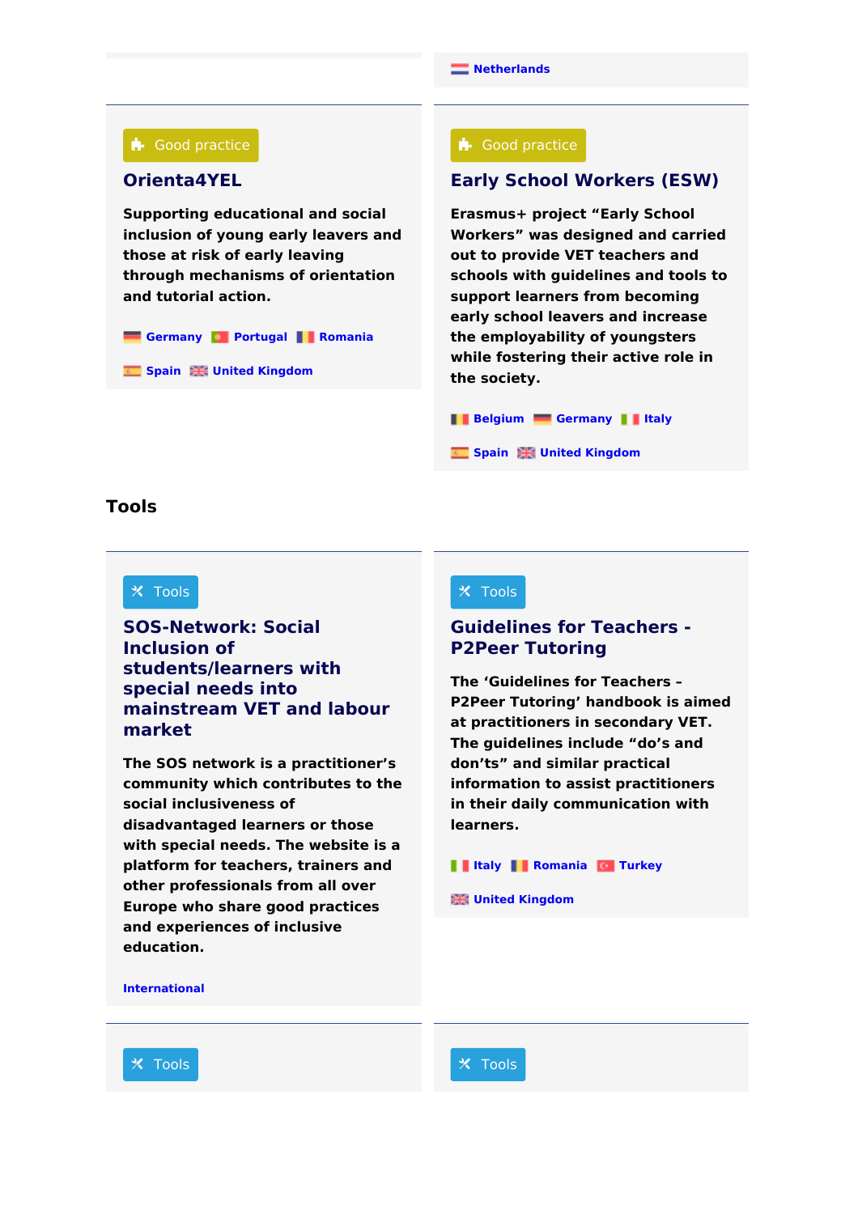Netherlands

Good practice

### Orienta4YEL

**Supporting educational and social inclusion of young early leavers and those at risk of early leaving through mechanisms of orientation and tutorial action.**

Germany Portugal Romania

Spain United Kingdom

Good practice

### Early School Workers (ESW)

**Erasmus+ project "Early School Workers" was designed and carried out to provide VET teachers and schools with guidelines and tools to support learners from becoming early school leavers and increase the employability of youngsters while fostering their active role in the society.**

Belgium Germany Italy

Spain United Kingdom

## Tools

Tools

### SOS-Network: Social Inclusion of students/learners with special needs into mainstream VET and labour market

**The SOS network is a practitioner's community which contributes to the social inclusiveness of disadvantaged learners or those with special needs. The website is a platform for teachers, trainers and other professionals from all over Europe who share good practices and experiences of inclusive education.**

International

Tools

### Guidelines for Teachers - P2Peer Tutoring

**The 'Guidelines for Teachers – P2Peer Tutoring' handbook is aimed at practitioners in secondary VET. The guidelines include "do's and don'ts" and similar practical information to assist practitioners in their daily communication with learners.**

Italy Romania Turkey

United Kingdom

Tools

Tools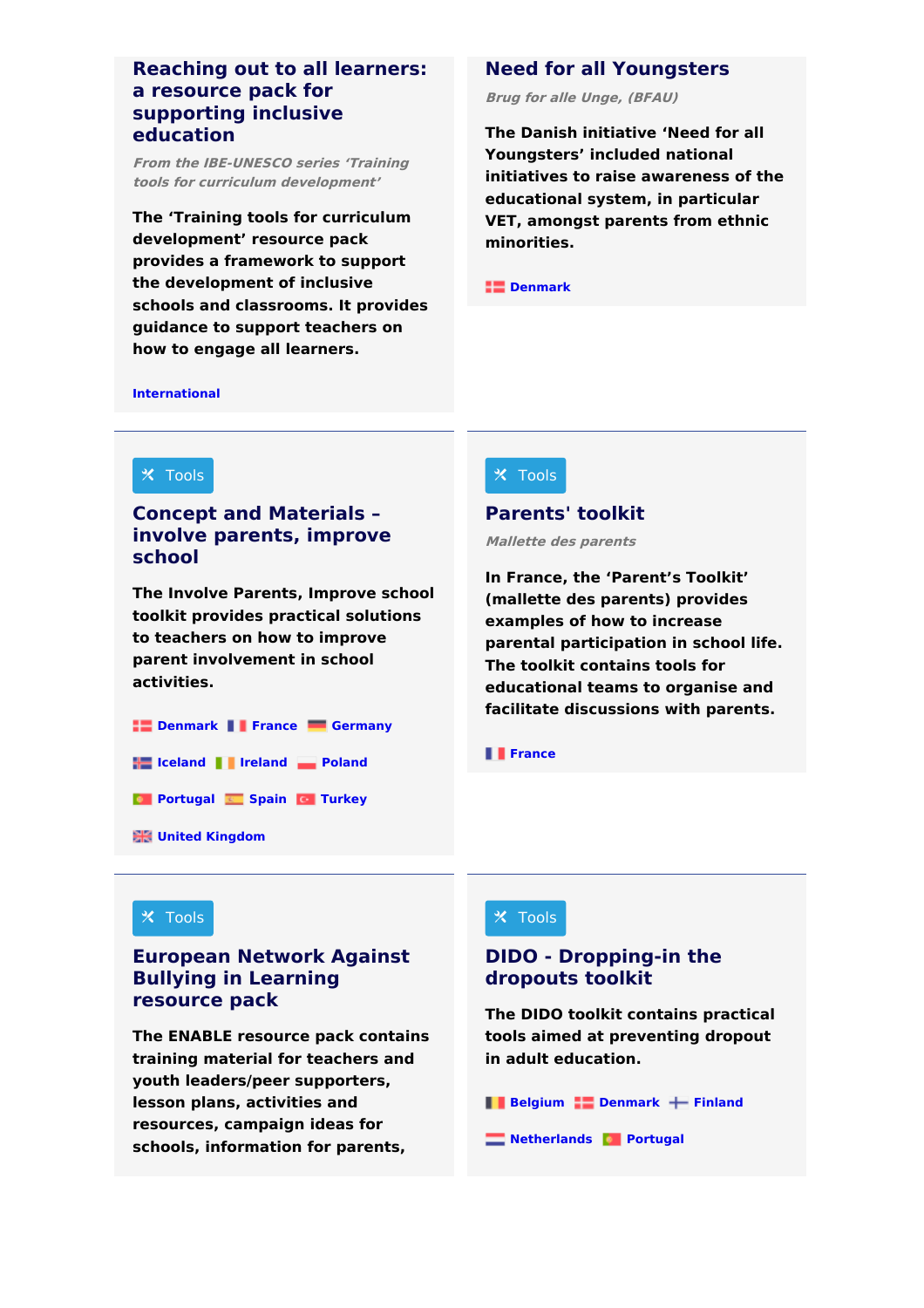## Reaching out to all learners: a resource pack for supporting inclusive education

*From the IBE-UNESCO series 'Training tools for curriculum development'*

**The 'Training tools for curriculum development' resource pack provides a framework to support the development of inclusive schools and classrooms. It provides guidance to support teachers on how to engage all learners.**

International

## Need for all Youngsters

*Brug for alle Unge, (BFAU)*

**The Danish initiative 'Need for all Youngsters' included national initiatives to raise awareness of the educational system, in particular VET, amongst parents from ethnic minorities.**

Denmark

---

Tools

## Concept and Materials – involve parents, improve school

**The Involve Parents, Improve school toolkit provides practical solutions to teachers on how to improve parent involvement in school activities.**

Denmark France Germany

Iceland Ireland Poland

Portugal Spain Turkey

United Kingdom

---

Tools

## Parents' toolkit

*Mallette des parents*

**In France, the 'Parent's Toolkit' (mallette des parents) provides examples of how to increase parental participation in school life. The toolkit contains tools for educational teams to organise and facilitate discussions with parents.**

France

---

Tools

## European Network Against Bullying in Learning resource pack

**The ENABLE resource pack contains training material for teachers and youth leaders/peer supporters, lesson plans, activities and resources, campaign ideas for schools, information for parents,**

---

Tools

## DIDO - Dropping-in the dropouts toolkit

**The DIDO toolkit contains practical tools aimed at preventing dropout in adult education.**

Belgium Denmark Finland

Netherlands Portugal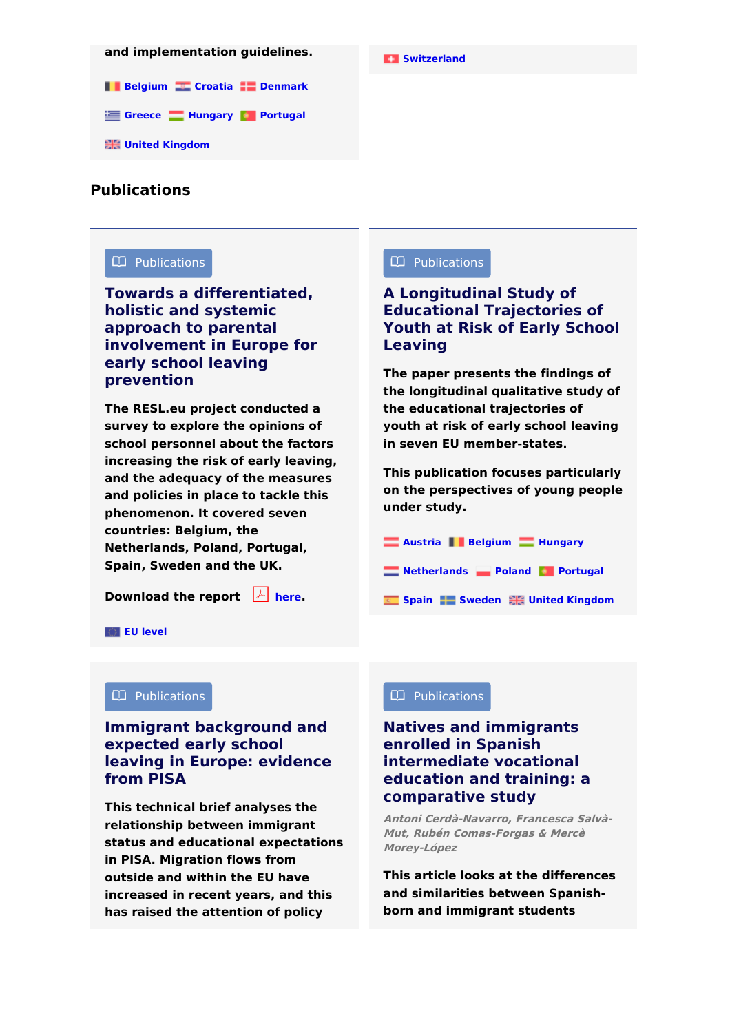and implementation guidelines.

Belgium Croatia Denmark

Greece Hungary Portugal

United Kingdom

Switzerland

## Publications

Publications

### Towards a differentiated, holistic and systemic approach to parental involvement in Europe for early school leaving prevention

The RESL.eu project conducted a survey to explore the opinions of school personnel about the factors increasing the risk of early leaving, and the adequacy of the measures and policies in place to tackle this phenomenon. It covered seven countries: Belgium, the Netherlands, Poland, Portugal, Spain, Sweden and the UK.

Download the report here.

EU level

Publications

### A Longitudinal Study of Educational Trajectories of Youth at Risk of Early School Leaving

The paper presents the findings of the longitudinal qualitative study of the educational trajectories of youth at risk of early school leaving in seven EU member-states.

This publication focuses particularly on the perspectives of young people under study.

Austria Belgium Hungary

Netherlands Poland Portugal

Spain Sweden United Kingdom

Publications

### Immigrant background and expected early school leaving in Europe: evidence from PISA

This technical brief analyses the relationship between immigrant status and educational expectations in PISA. Migration flows from outside and within the EU have increased in recent years, and this has raised the attention of policy

Publications

### Natives and immigrants enrolled in Spanish intermediate vocational education and training: a comparative study

*Antoni Cerdà-Navarro, Francesca Salvà-Mut, Rubén Comas-Forgas & Mercè Morey-López*

This article looks at the differences and similarities between Spanish-born and immigrant students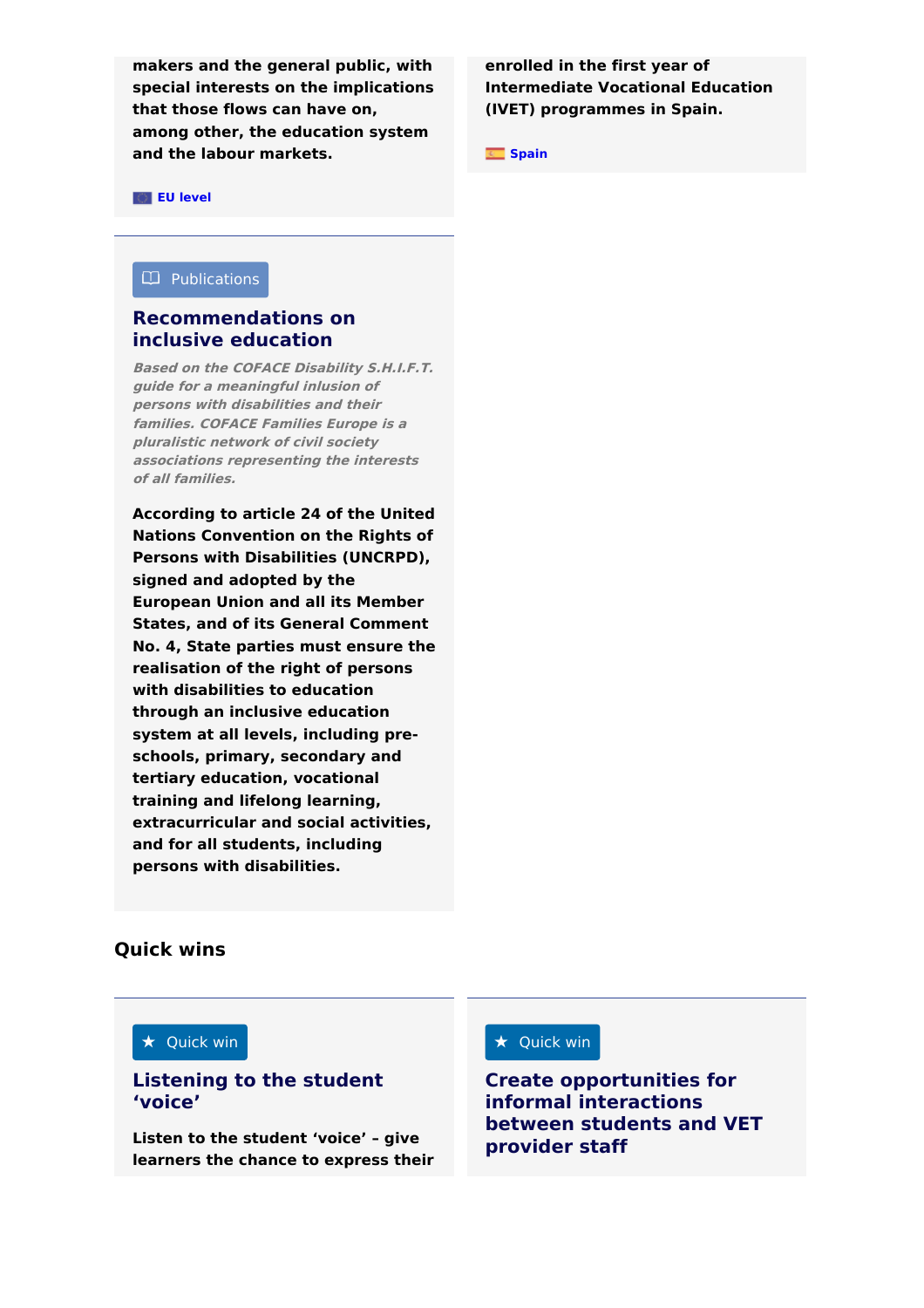**makers and the general public, with special interests on the implications that those flows can have on, among other, the education system and the labour markets.**

EU level

**enrolled in the first year of Intermediate Vocational Education (IVET) programmes in Spain.**

Spain

Publications

### Recommendations on inclusive education

*Based on the COFACE Disability S.H.I.F.T. guide for a meaningful inlusion of persons with disabilities and their families. COFACE Families Europe is a pluralistic network of civil society associations representing the interests of all families.*

**According to article 24 of the United Nations Convention on the Rights of Persons with Disabilities (UNCRPD), signed and adopted by the European Union and all its Member States, and of its General Comment No. 4, State parties must ensure the realisation of the right of persons with disabilities to education through an inclusive education system at all levels, including pre-schools, primary, secondary and tertiary education, vocational training and lifelong learning, extracurricular and social activities, and for all students, including persons with disabilities.**

## Quick wins

★ Quick win

### Listening to the student 'voice'

**Listen to the student 'voice' – give learners the chance to express their**

★ Quick win

### Create opportunities for informal interactions between students and VET provider staff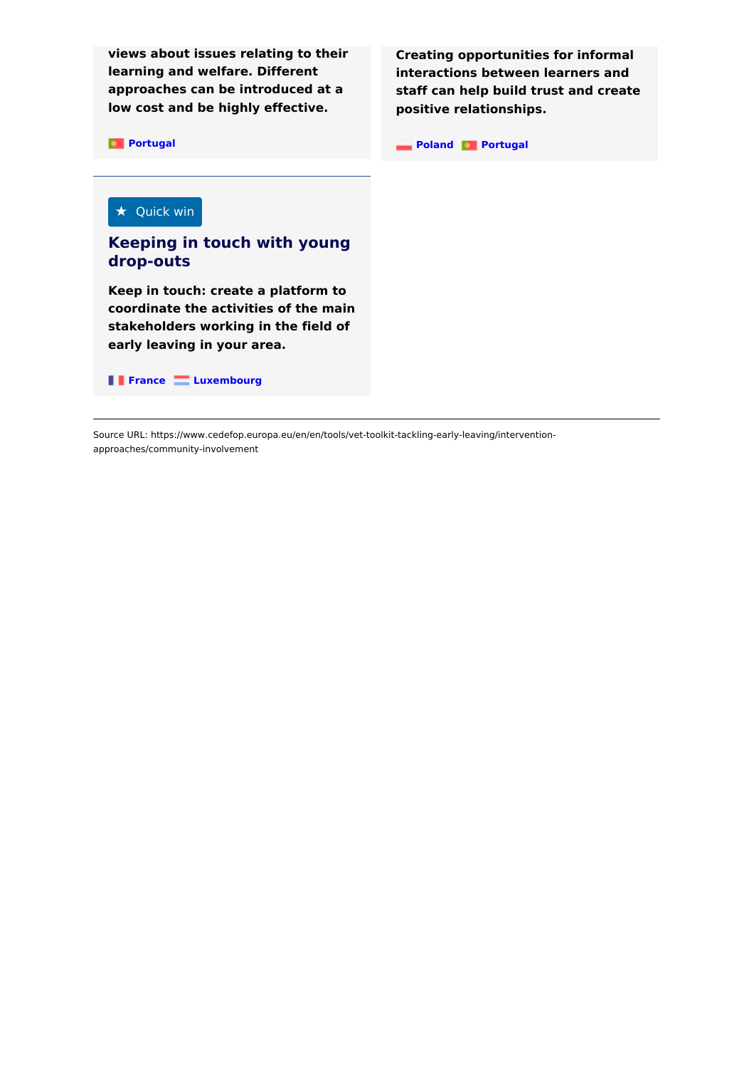**views about issues relating to their learning and welfare. Different approaches can be introduced at a low cost and be highly effective.**

**Portugal**

**Creating opportunities for informal interactions between learners and staff can help build trust and create positive relationships.**

**Poland** **Portugal**

---

★ Quick win

## Keeping in touch with young drop-outs

**Keep in touch: create a platform to coordinate the activities of the main stakeholders working in the field of early leaving in your area.**

**France** **Luxembourg**

---

Source URL: https://www.cedefop.europa.eu/en/en/tools/vet-toolkit-tackling-early-leaving/intervention-approaches/community-involvement